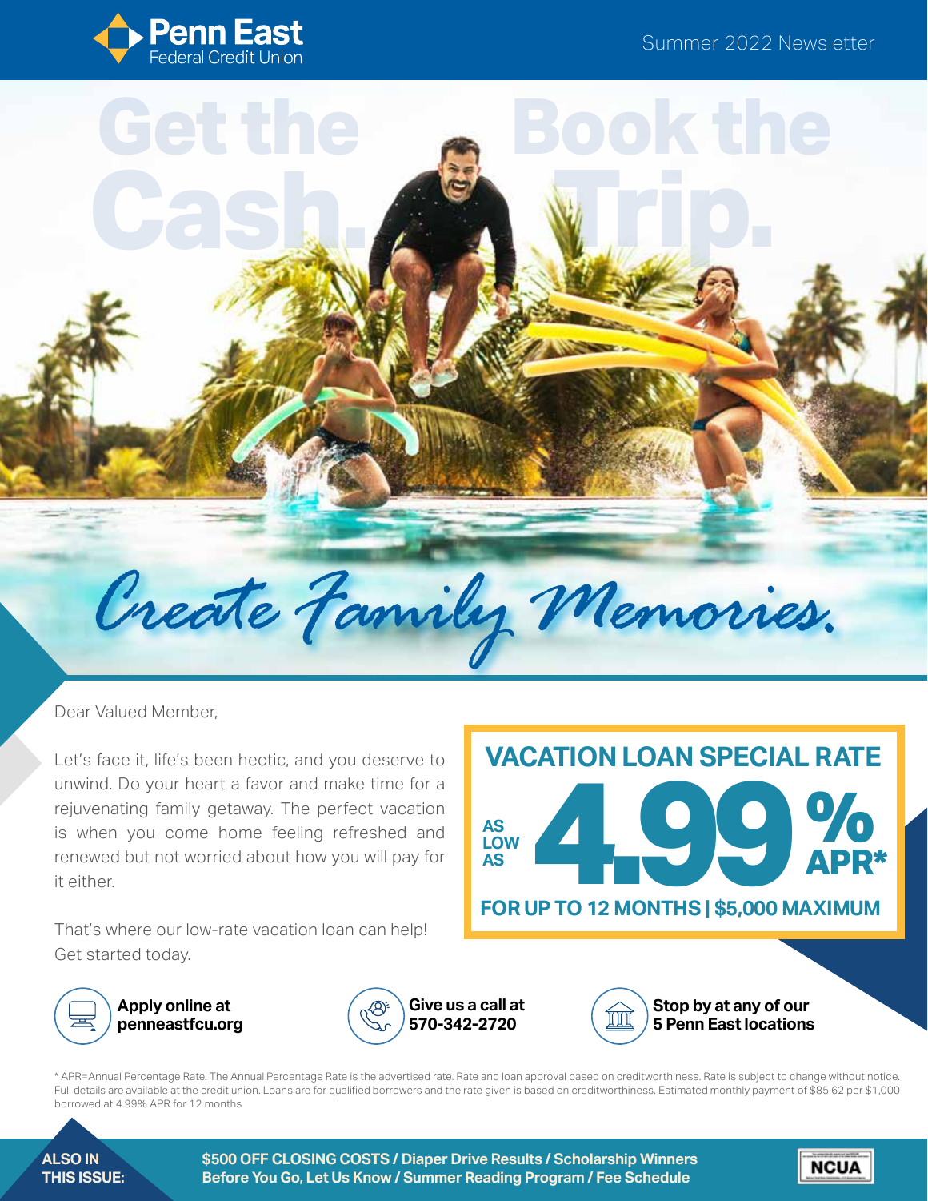**Penn East**
Federal Credit Union

Summer 2022 Newsletter

# Get the Cash. Book the Trip.

## Create Family Memories.

Dear Valued Member,

Let's face it, life's been hectic, and you deserve to unwind. Do your heart a favor and make time for a rejuvenating family getaway. The perfect vacation is when you come home feeling refreshed and renewed but not worried about how you will pay for it either.

That's where our low-rate vacation loan can help! Get started today.

## VACATION LOAN SPECIAL RATE

AS LOW AS **4.99% APR***

**FOR UP TO 12 MONTHS | $5,000 MAXIMUM**

**Apply online at penneastfcu.org**

**Give us a call at 570-342-2720**

**Stop by at any of our 5 Penn East locations**

* APR=Annual Percentage Rate. The Annual Percentage Rate is the advertised rate. Rate and loan approval based on creditworthiness. Rate is subject to change without notice. Full details are available at the credit union. Loans are for qualified borrowers and the rate given is based on creditworthiness. Estimated monthly payment of $85.62 per $1,000 borrowed at 4.99% APR for 12 months

**ALSO IN THIS ISSUE:** $500 OFF CLOSING COSTS / Diaper Drive Results / Scholarship Winners / Before You Go, Let Us Know / Summer Reading Program / Fee Schedule

NCUA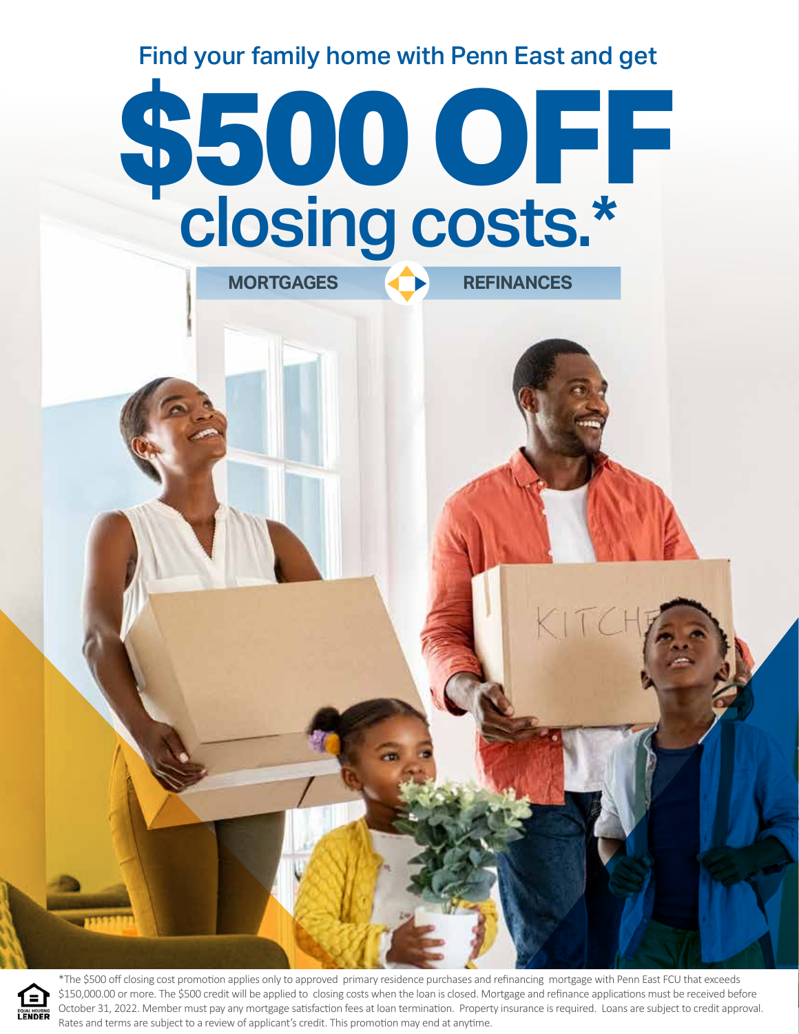Find your family home with Penn East and get

# $500 OFF closing costs.*

**MORTGAGES** **REFINANCES**

*The $500 off closing cost promotion applies only to approved primary residence purchases and refinancing mortgage with Penn East FCU that exceeds $150,000.00 or more. The $500 credit will be applied to closing costs when the loan is closed. Mortgage and refinance applications must be received before October 31, 2022. Member must pay any mortgage satisfaction fees at loan termination. Property insurance is required. Loans are subject to credit approval. Rates and terms are subject to a review of applicant's credit. This promotion may end at anytime.

EQUAL HOUSING LENDER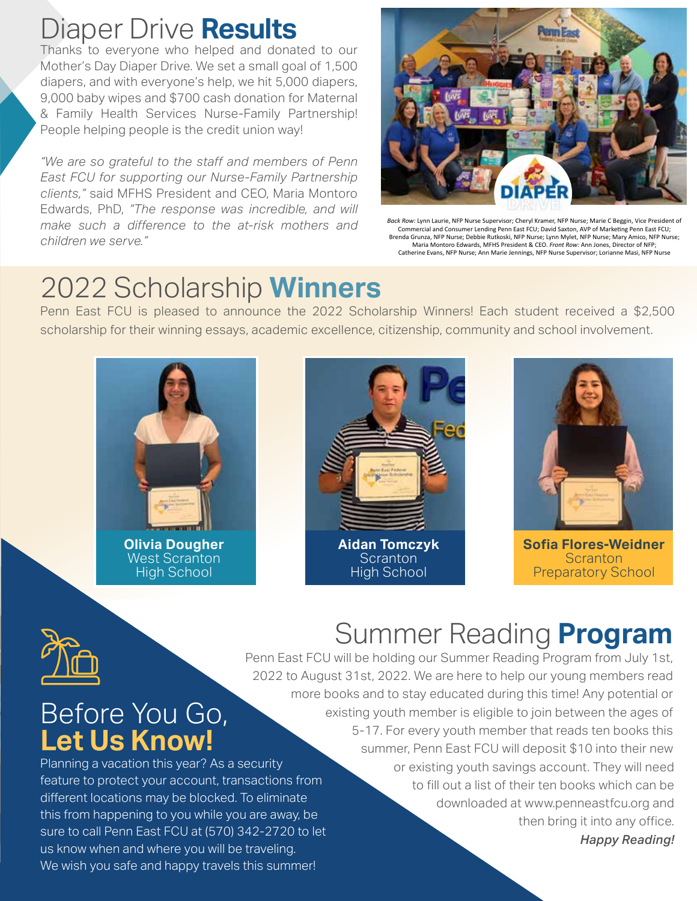# Diaper Drive **Results**

Thanks to everyone who helped and donated to our Mother's Day Diaper Drive. We set a small goal of 1,500 diapers, and with everyone's help, we hit 5,000 diapers, 9,000 baby wipes and $700 cash donation for Maternal & Family Health Services Nurse-Family Partnership! People helping people is the credit union way!

*"We are so grateful to the staff and members of Penn East FCU for supporting our Nurse-Family Partnership clients,"* said MFHS President and CEO, Maria Montoro Edwards, PhD, *"The response was incredible, and will make such a difference to the at-risk mothers and children we serve."*

*Back Row:* Lynn Laurie, NFP Nurse Supervisor; Cheryl Kramer, NFP Nurse; Marie C Beggin, Vice President of Commercial and Consumer Lending Penn East FCU; David Saxton, AVP of Marketing Penn East FCU; Brenda Grunza, NFP Nurse; Debbie Rutkoski, NFP Nurse; Lynn Mylet, NFP Nurse; Mary Amico, NFP Nurse; Maria Montoro Edwards, MFHS President & CEO. *Front Row:* Ann Jones, Director of NFP; Catherine Evans, NFP Nurse; Ann Marie Jennings, NFP Nurse Supervisor; Lorianne Masi, NFP Nurse

# 2022 Scholarship **Winners**

Penn East FCU is pleased to announce the 2022 Scholarship Winners! Each student received a $2,500 scholarship for their winning essays, academic excellence, citizenship, community and school involvement.

**Olivia Dougher**
West Scranton High School

**Aidan Tomczyk**
Scranton High School

**Sofia Flores-Weidner**
Scranton Preparatory School

# Summer Reading **Program**

Penn East FCU will be holding our Summer Reading Program from July 1st, 2022 to August 31st, 2022. We are here to help our young members read more books and to stay educated during this time! Any potential or existing youth member is eligible to join between the ages of 5-17. For every youth member that reads ten books this summer, Penn East FCU will deposit $10 into their new or existing youth savings account. They will need to fill out a list of their ten books which can be downloaded at www.penneastfcu.org and then bring it into any office.

***Happy Reading!***

# Before You Go, **Let Us Know!**

Planning a vacation this year? As a security feature to protect your account, transactions from different locations may be blocked. To eliminate this from happening to you while you are away, be sure to call Penn East FCU at (570) 342-2720 to let us know when and where you will be traveling. We wish you safe and happy travels this summer!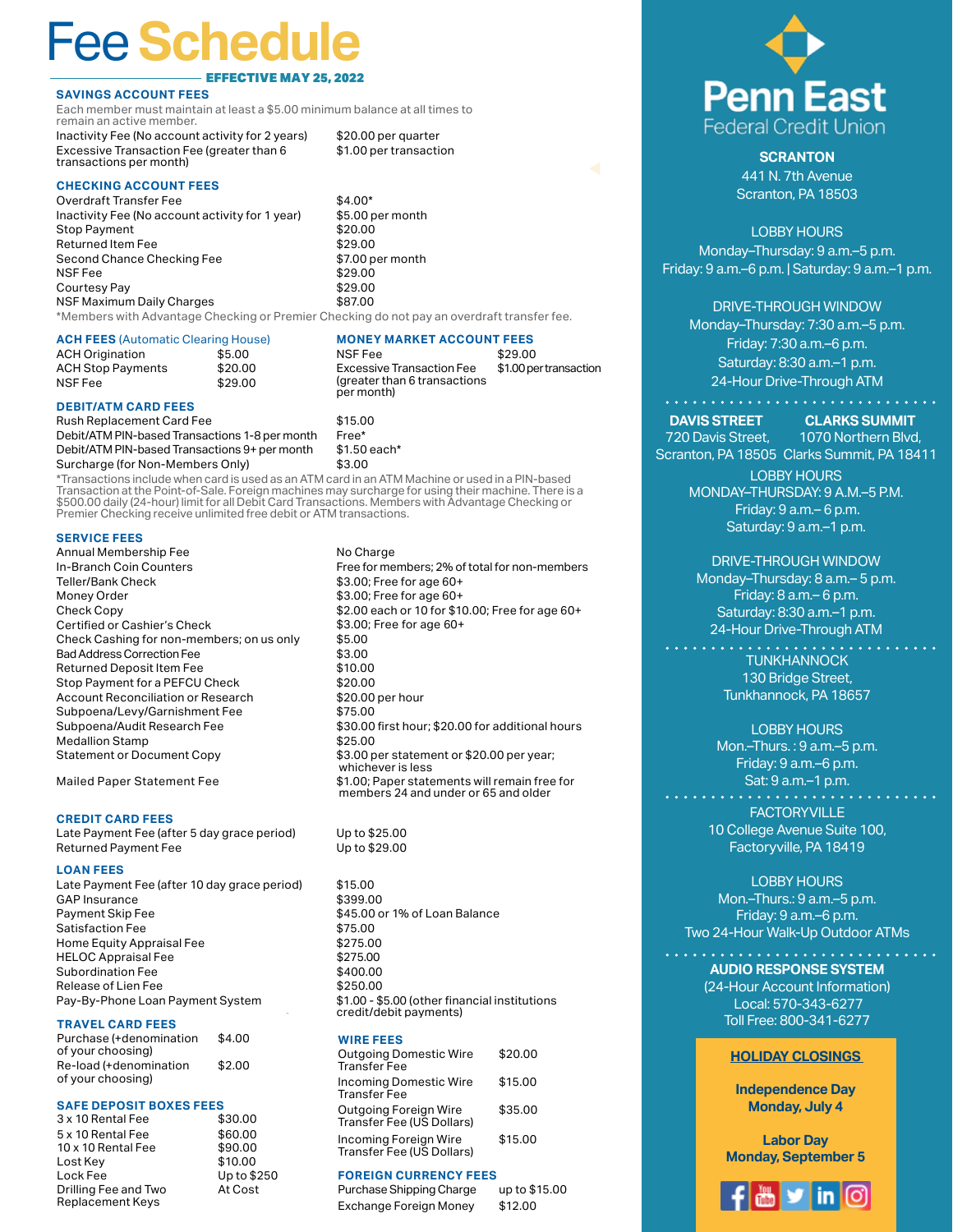# Fee Schedule

**EFFECTIVE MAY 25, 2022**

## SAVINGS ACCOUNT FEES

Each member must maintain at least a $5.00 minimum balance at all times to remain an active member.

| | |
|---|---|
| Inactivity Fee (No account activity for 2 years) | $20.00 per quarter |
| Excessive Transaction Fee (greater than 6 transactions per month) | $1.00 per transaction |

## CHECKING ACCOUNT FEES

| | |
|---|---|
| Overdraft Transfer Fee | $4.00* |
| Inactivity Fee (No account activity for 1 year) | $5.00 per month |
| Stop Payment | $20.00 |
| Returned Item Fee | $29.00 |
| Second Chance Checking Fee | $7.00 per month |
| NSF Fee | $29.00 |
| Courtesy Pay | $29.00 |
| NSF Maximum Daily Charges | $87.00 |

*Members with Advantage Checking or Premier Checking do not pay an overdraft transfer fee.

## ACH FEES (Automatic Clearing House)

| | |
|---|---|
| ACH Origination | $5.00 |
| ACH Stop Payments | $20.00 |
| NSF Fee | $29.00 |

## MONEY MARKET ACCOUNT FEES

| | |
|---|---|
| NSF Fee | $29.00 |
| Excessive Transaction Fee (greater than 6 transactions per month) | $1.00 per transaction |

## DEBIT/ATM CARD FEES

| | |
|---|---|
| Rush Replacement Card Fee | $15.00 |
| Debit/ATM PIN-based Transactions 1-8 per month | Free* |
| Debit/ATM PIN-based Transactions 9+ per month | $1.50 each* |
| Surcharge (for Non-Members Only) | $3.00 |

*Transactions include when card is used as an ATM card in an ATM Machine or used in a PIN-based Transaction at the Point-of-Sale. Foreign machines may surcharge for using their machine. There is a $500.00 daily (24-hour) limit for all Debit Card Transactions. Members with Advantage Checking or Premier Checking receive unlimited free debit or ATM transactions.

## SERVICE FEES

| | |
|---|---|
| Annual Membership Fee | No Charge |
| In-Branch Coin Counters | Free for members; 2% of total for non-members |
| Teller/Bank Check | $3.00; Free for age 60+ |
| Money Order | $3.00; Free for age 60+ |
| Check Copy | $2.00 each or 10 for $10.00; Free for age 60+ |
| Certified or Cashier's Check | $3.00; Free for age 60+ |
| Check Cashing for non-members; on us only | $5.00 |
| Bad Address Correction Fee | $3.00 |
| Returned Deposit Item Fee | $10.00 |
| Stop Payment for a PEFCU Check | $20.00 |
| Account Reconciliation or Research | $20.00 per hour |
| Subpoena/Levy/Garnishment Fee | $75.00 |
| Subpoena/Audit Research Fee | $30.00 first hour; $20.00 for additional hours |
| Medallion Stamp | $25.00 |
| Statement or Document Copy | $3.00 per statement or $20.00 per year; whichever is less |
| Mailed Paper Statement Fee | $1.00; Paper statements will remain free for members 24 and under or 65 and older |

## CREDIT CARD FEES

| | |
|---|---|
| Late Payment Fee (after 5 day grace period) | Up to $25.00 |
| Returned Payment Fee | Up to $29.00 |

## LOAN FEES

| | |
|---|---|
| Late Payment Fee (after 10 day grace period) | $15.00 |
| GAP Insurance | $399.00 |
| Payment Skip Fee | $45.00 or 1% of Loan Balance |
| Satisfaction Fee | $75.00 |
| Home Equity Appraisal Fee | $275.00 |
| HELOC Appraisal Fee | $275.00 |
| Subordination Fee | $400.00 |
| Release of Lien Fee | $250.00 |
| Pay-By-Phone Loan Payment System | $1.00 - $5.00 (other financial institutions credit/debit payments) |

## TRAVEL CARD FEES

| | |
|---|---|
| Purchase (+denomination of your choosing) | $4.00 |
| Re-load (+denomination of your choosing) | $2.00 |

## SAFE DEPOSIT BOXES FEES

| | |
|---|---|
| 3 x 10 Rental Fee | $30.00 |
| 5 x 10 Rental Fee | $60.00 |
| 10 x 10 Rental Fee | $90.00 |
| Lost Key | $10.00 |
| Lock Fee | Up to $250 |
| Drilling Fee and Two Replacement Keys | At Cost |

## WIRE FEES

| | |
|---|---|
| Outgoing Domestic Wire Transfer Fee | $20.00 |
| Incoming Domestic Wire Transfer Fee | $15.00 |
| Outgoing Foreign Wire Transfer Fee (US Dollars) | $35.00 |
| Incoming Foreign Wire Transfer Fee (US Dollars) | $15.00 |

## FOREIGN CURRENCY FEES

| | |
|---|---|
| Purchase Shipping Charge | up to $15.00 |
| Exchange Foreign Money | $12.00 |

---

# Penn East Federal Credit Union

**SCRANTON**
441 N. 7th Avenue
Scranton, PA 18503

LOBBY HOURS
Monday–Thursday: 9 a.m.–5 p.m.
Friday: 9 a.m.–6 p.m. | Saturday: 9 a.m.–1 p.m.

DRIVE-THROUGH WINDOW
Monday–Thursday: 7:30 a.m.–5 p.m.
Friday: 7:30 a.m.–6 p.m.
Saturday: 8:30 a.m.–1 p.m.
24-Hour Drive-Through ATM

**DAVIS STREET**
720 Davis Street,
Scranton, PA 18505

**CLARKS SUMMIT**
1070 Northern Blvd,
Clarks Summit, PA 18411

LOBBY HOURS
MONDAY–THURSDAY: 9 A.M.–5 P.M.
Friday: 9 a.m.– 6 p.m.
Saturday: 9 a.m.–1 p.m.

DRIVE-THROUGH WINDOW
Monday–Thursday: 8 a.m.– 5 p.m.
Friday: 8 a.m.– 6 p.m.
Saturday: 8:30 a.m.–1 p.m.
24-Hour Drive-Through ATM

TUNKHANNOCK
130 Bridge Street,
Tunkhannock, PA 18657

LOBBY HOURS
Mon.–Thurs. : 9 a.m.–5 p.m.
Friday: 9 a.m.–6 p.m.
Sat: 9 a.m.–1 p.m.

FACTORYVILLE
10 College Avenue Suite 100,
Factoryville, PA 18419

LOBBY HOURS
Mon.–Thurs.: 9 a.m.–5 p.m.
Friday: 9 a.m.–6 p.m.
Two 24-Hour Walk-Up Outdoor ATMs

**AUDIO RESPONSE SYSTEM**
(24-Hour Account Information)
Local: 570-343-6277
Toll Free: 800-341-6277

**HOLIDAY CLOSINGS**

**Independence Day**
**Monday, July 4**

**Labor Day**
**Monday, September 5**